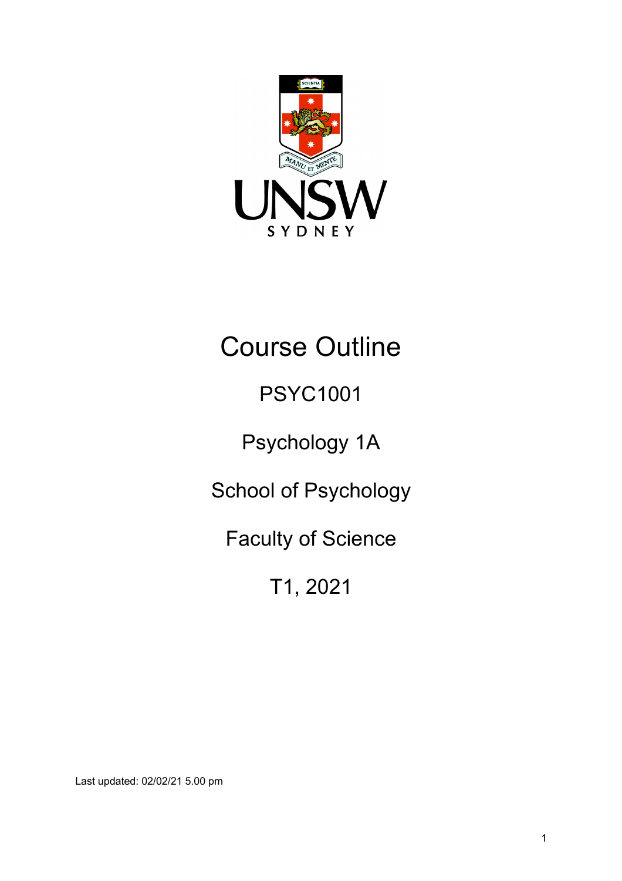# Course Outline

## PSYC1001

## Psychology 1A

## School of Psychology

## Faculty of Science

## T1, 2021

Last updated: 02/02/21 5.00 pm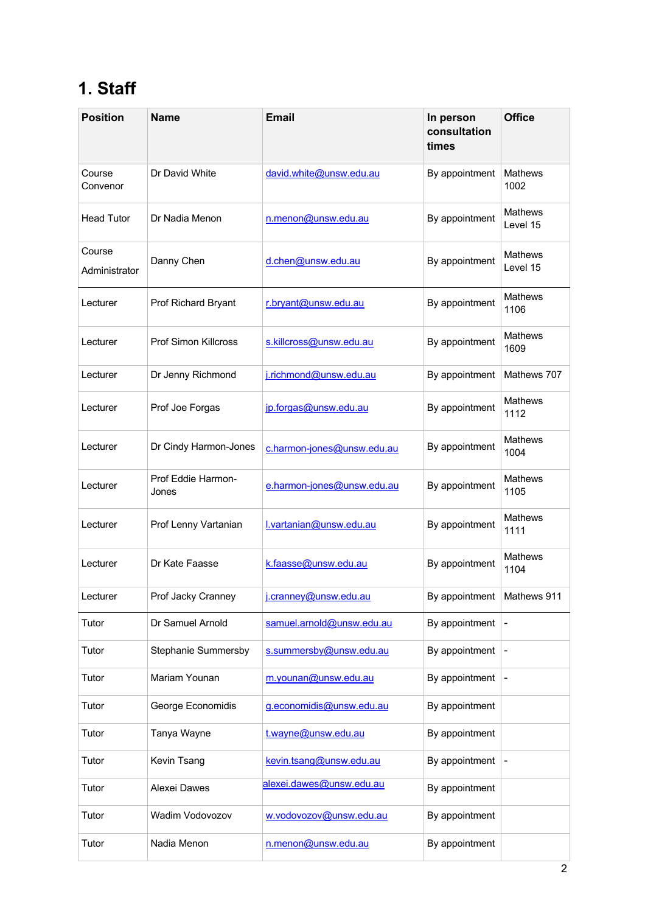# 1. Staff

| Position | Name | Email | In person consultation times | Office |
|---|---|---|---|---|
| Course Convenor | Dr David White | david.white@unsw.edu.au | By appointment | Mathews 1002 |
| Head Tutor | Dr Nadia Menon | n.menon@unsw.edu.au | By appointment | Mathews Level 15 |
| Course Administrator | Danny Chen | d.chen@unsw.edu.au | By appointment | Mathews Level 15 |
| Lecturer | Prof Richard Bryant | r.bryant@unsw.edu.au | By appointment | Mathews 1106 |
| Lecturer | Prof Simon Killcross | s.killcross@unsw.edu.au | By appointment | Mathews 1609 |
| Lecturer | Dr Jenny Richmond | j.richmond@unsw.edu.au | By appointment | Mathews 707 |
| Lecturer | Prof Joe Forgas | jp.forgas@unsw.edu.au | By appointment | Mathews 1112 |
| Lecturer | Dr Cindy Harmon-Jones | c.harmon-jones@unsw.edu.au | By appointment | Mathews 1004 |
| Lecturer | Prof Eddie Harmon-Jones | e.harmon-jones@unsw.edu.au | By appointment | Mathews 1105 |
| Lecturer | Prof Lenny Vartanian | l.vartanian@unsw.edu.au | By appointment | Mathews 1111 |
| Lecturer | Dr Kate Faasse | k.faasse@unsw.edu.au | By appointment | Mathews 1104 |
| Lecturer | Prof Jacky Cranney | j.cranney@unsw.edu.au | By appointment | Mathews 911 |
| Tutor | Dr Samuel Arnold | samuel.arnold@unsw.edu.au | By appointment | - |
| Tutor | Stephanie Summersby | s.summersby@unsw.edu.au | By appointment | - |
| Tutor | Mariam Younan | m.younan@unsw.edu.au | By appointment | - |
| Tutor | George Economidis | g.economidis@unsw.edu.au | By appointment | |
| Tutor | Tanya Wayne | t.wayne@unsw.edu.au | By appointment | |
| Tutor | Kevin Tsang | kevin.tsang@unsw.edu.au | By appointment | - |
| Tutor | Alexei Dawes | alexei.dawes@unsw.edu.au | By appointment | |
| Tutor | Wadim Vodovozov | w.vodovozov@unsw.edu.au | By appointment | |
| Tutor | Nadia Menon | n.menon@unsw.edu.au | By appointment | |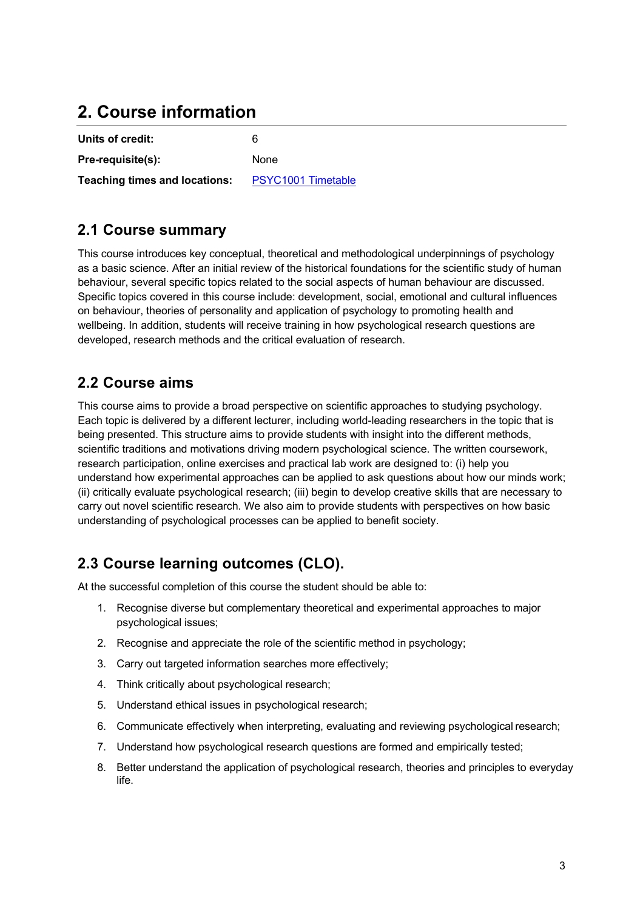## 2. Course information

| | |
|---|---|
| **Units of credit:** | 6 |
| **Pre-requisite(s):** | None |
| **Teaching times and locations:** | [PSYC1001 Timetable](#) |

### 2.1 Course summary

This course introduces key conceptual, theoretical and methodological underpinnings of psychology as a basic science. After an initial review of the historical foundations for the scientific study of human behaviour, several specific topics related to the social aspects of human behaviour are discussed. Specific topics covered in this course include: development, social, emotional and cultural influences on behaviour, theories of personality and application of psychology to promoting health and wellbeing. In addition, students will receive training in how psychological research questions are developed, research methods and the critical evaluation of research.

### 2.2 Course aims

This course aims to provide a broad perspective on scientific approaches to studying psychology. Each topic is delivered by a different lecturer, including world-leading researchers in the topic that is being presented. This structure aims to provide students with insight into the different methods, scientific traditions and motivations driving modern psychological science. The written coursework, research participation, online exercises and practical lab work are designed to: (i) help you understand how experimental approaches can be applied to ask questions about how our minds work; (ii) critically evaluate psychological research; (iii) begin to develop creative skills that are necessary to carry out novel scientific research. We also aim to provide students with perspectives on how basic understanding of psychological processes can be applied to benefit society.

### 2.3 Course learning outcomes (CLO).

At the successful completion of this course the student should be able to:

1. Recognise diverse but complementary theoretical and experimental approaches to major psychological issues;
2. Recognise and appreciate the role of the scientific method in psychology;
3. Carry out targeted information searches more effectively;
4. Think critically about psychological research;
5. Understand ethical issues in psychological research;
6. Communicate effectively when interpreting, evaluating and reviewing psychological research;
7. Understand how psychological research questions are formed and empirically tested;
8. Better understand the application of psychological research, theories and principles to everyday life.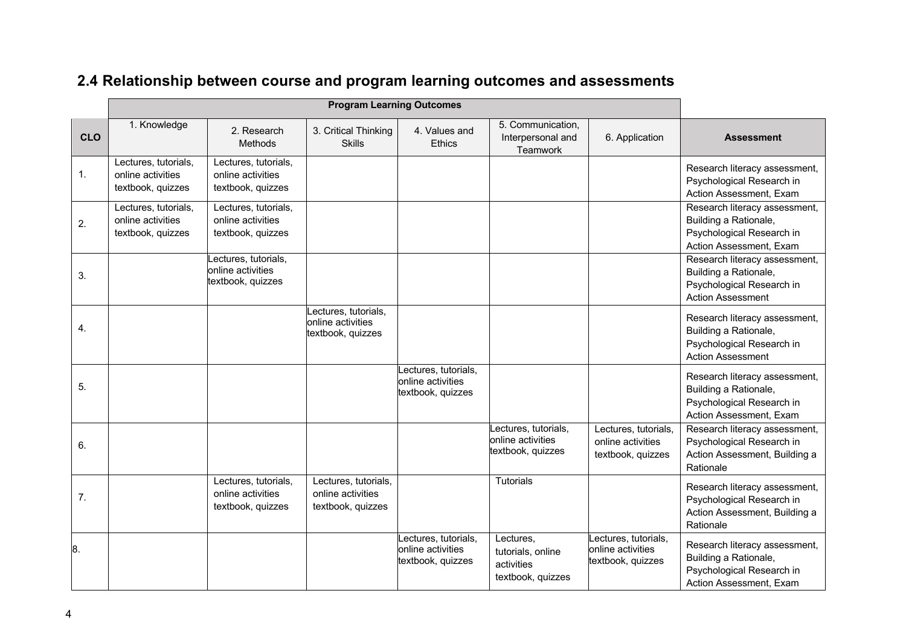## 2.4 Relationship between course and program learning outcomes and assessments

| | Program Learning Outcomes | | | | | | |
|---|---|---|---|---|---|---|---|
| **CLO** | 1. Knowledge | 2. Research Methods | 3. Critical Thinking Skills | 4. Values and Ethics | 5. Communication, Interpersonal and Teamwork | 6. Application | **Assessment** |
| 1. | Lectures, tutorials, online activities textbook, quizzes | Lectures, tutorials, online activities textbook, quizzes | | | | | Research literacy assessment, Psychological Research in Action Assessment, Exam |
| 2. | Lectures, tutorials, online activities textbook, quizzes | Lectures, tutorials, online activities textbook, quizzes | | | | | Research literacy assessment, Building a Rationale, Psychological Research in Action Assessment, Exam |
| 3. | | Lectures, tutorials, online activities textbook, quizzes | | | | | Research literacy assessment, Building a Rationale, Psychological Research in Action Assessment |
| 4. | | | Lectures, tutorials, online activities textbook, quizzes | | | | Research literacy assessment, Building a Rationale, Psychological Research in Action Assessment |
| 5. | | | | Lectures, tutorials, online activities textbook, quizzes | | | Research literacy assessment, Building a Rationale, Psychological Research in Action Assessment, Exam |
| 6. | | | | | Lectures, tutorials, online activities textbook, quizzes | Lectures, tutorials, online activities textbook, quizzes | Research literacy assessment, Psychological Research in Action Assessment, Building a Rationale |
| 7. | | Lectures, tutorials, online activities textbook, quizzes | Lectures, tutorials, online activities textbook, quizzes | | Tutorials | | Research literacy assessment, Psychological Research in Action Assessment, Building a Rationale |
| 8. | | | | Lectures, tutorials, online activities textbook, quizzes | Lectures, tutorials, online activities textbook, quizzes | Lectures, tutorials, online activities textbook, quizzes | Research literacy assessment, Building a Rationale, Psychological Research in Action Assessment, Exam |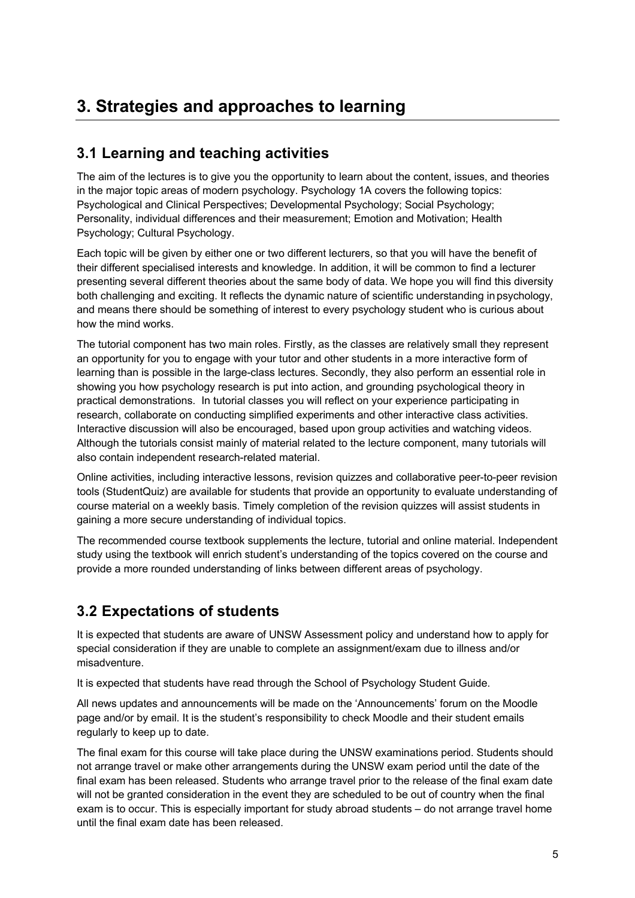# 3. Strategies and approaches to learning

## 3.1 Learning and teaching activities

The aim of the lectures is to give you the opportunity to learn about the content, issues, and theories in the major topic areas of modern psychology. Psychology 1A covers the following topics: Psychological and Clinical Perspectives; Developmental Psychology; Social Psychology; Personality, individual differences and their measurement; Emotion and Motivation; Health Psychology; Cultural Psychology.

Each topic will be given by either one or two different lecturers, so that you will have the benefit of their different specialised interests and knowledge. In addition, it will be common to find a lecturer presenting several different theories about the same body of data. We hope you will find this diversity both challenging and exciting. It reflects the dynamic nature of scientific understanding in psychology, and means there should be something of interest to every psychology student who is curious about how the mind works.

The tutorial component has two main roles. Firstly, as the classes are relatively small they represent an opportunity for you to engage with your tutor and other students in a more interactive form of learning than is possible in the large-class lectures. Secondly, they also perform an essential role in showing you how psychology research is put into action, and grounding psychological theory in practical demonstrations. In tutorial classes you will reflect on your experience participating in research, collaborate on conducting simplified experiments and other interactive class activities. Interactive discussion will also be encouraged, based upon group activities and watching videos. Although the tutorials consist mainly of material related to the lecture component, many tutorials will also contain independent research-related material.

Online activities, including interactive lessons, revision quizzes and collaborative peer-to-peer revision tools (StudentQuiz) are available for students that provide an opportunity to evaluate understanding of course material on a weekly basis. Timely completion of the revision quizzes will assist students in gaining a more secure understanding of individual topics.

The recommended course textbook supplements the lecture, tutorial and online material. Independent study using the textbook will enrich student's understanding of the topics covered on the course and provide a more rounded understanding of links between different areas of psychology.

## 3.2 Expectations of students

It is expected that students are aware of UNSW Assessment policy and understand how to apply for special consideration if they are unable to complete an assignment/exam due to illness and/or misadventure.

It is expected that students have read through the School of Psychology Student Guide.

All news updates and announcements will be made on the 'Announcements' forum on the Moodle page and/or by email. It is the student's responsibility to check Moodle and their student emails regularly to keep up to date.

The final exam for this course will take place during the UNSW examinations period. Students should not arrange travel or make other arrangements during the UNSW exam period until the date of the final exam has been released. Students who arrange travel prior to the release of the final exam date will not be granted consideration in the event they are scheduled to be out of country when the final exam is to occur. This is especially important for study abroad students – do not arrange travel home until the final exam date has been released.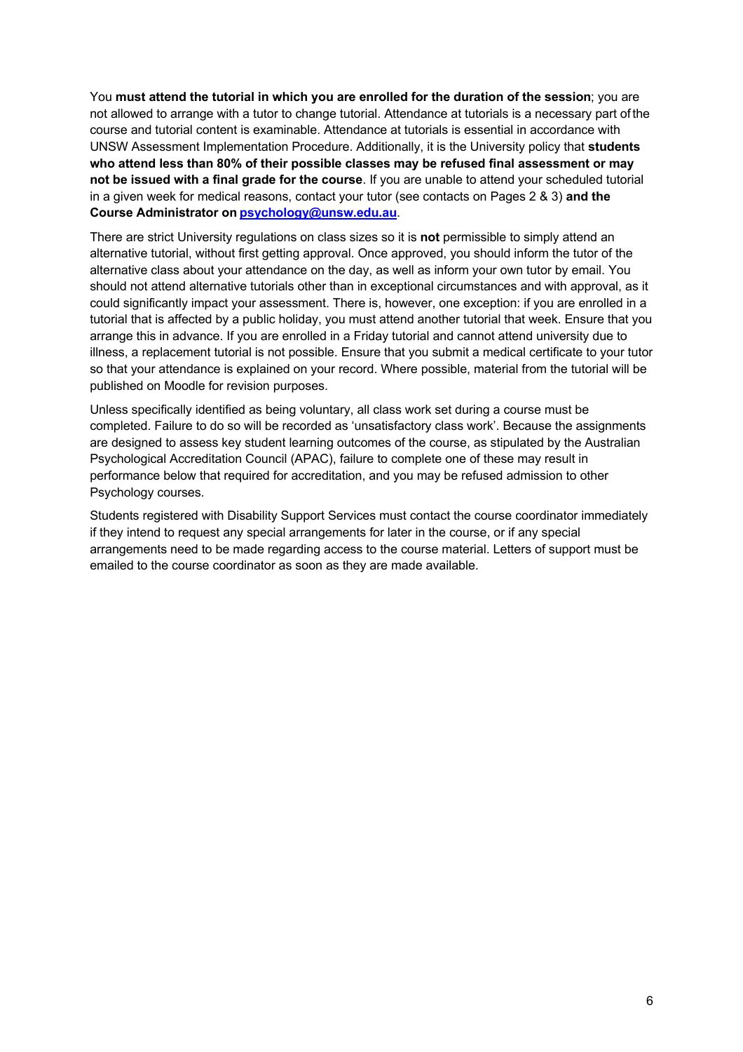You **must attend the tutorial in which you are enrolled for the duration of the session**; you are not allowed to arrange with a tutor to change tutorial. Attendance at tutorials is a necessary part of the course and tutorial content is examinable. Attendance at tutorials is essential in accordance with UNSW Assessment Implementation Procedure. Additionally, it is the University policy that **students who attend less than 80% of their possible classes may be refused final assessment or may not be issued with a final grade for the course**. If you are unable to attend your scheduled tutorial in a given week for medical reasons, contact your tutor (see contacts on Pages 2 & 3) **and the Course Administrator on [psychology@unsw.edu.au](mailto:psychology@unsw.edu.au)**.

There are strict University regulations on class sizes so it is **not** permissible to simply attend an alternative tutorial, without first getting approval. Once approved, you should inform the tutor of the alternative class about your attendance on the day, as well as inform your own tutor by email. You should not attend alternative tutorials other than in exceptional circumstances and with approval, as it could significantly impact your assessment. There is, however, one exception: if you are enrolled in a tutorial that is affected by a public holiday, you must attend another tutorial that week. Ensure that you arrange this in advance. If you are enrolled in a Friday tutorial and cannot attend university due to illness, a replacement tutorial is not possible. Ensure that you submit a medical certificate to your tutor so that your attendance is explained on your record. Where possible, material from the tutorial will be published on Moodle for revision purposes.

Unless specifically identified as being voluntary, all class work set during a course must be completed. Failure to do so will be recorded as 'unsatisfactory class work'. Because the assignments are designed to assess key student learning outcomes of the course, as stipulated by the Australian Psychological Accreditation Council (APAC), failure to complete one of these may result in performance below that required for accreditation, and you may be refused admission to other Psychology courses.

Students registered with Disability Support Services must contact the course coordinator immediately if they intend to request any special arrangements for later in the course, or if any special arrangements need to be made regarding access to the course material. Letters of support must be emailed to the course coordinator as soon as they are made available.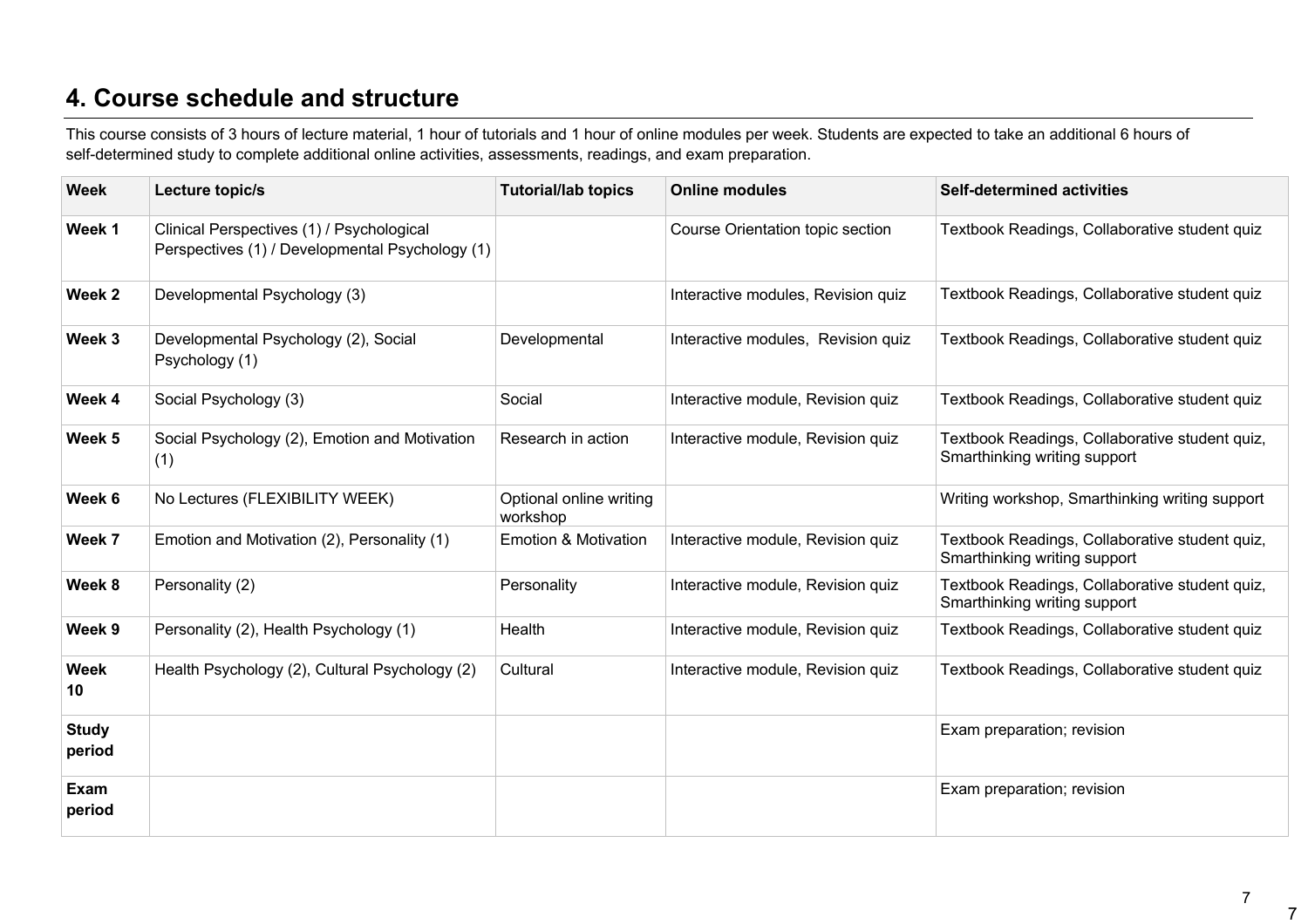## 4. Course schedule and structure

This course consists of 3 hours of lecture material, 1 hour of tutorials and 1 hour of online modules per week. Students are expected to take an additional 6 hours of self-determined study to complete additional online activities, assessments, readings, and exam preparation.

| Week | Lecture topic/s | Tutorial/lab topics | Online modules | Self-determined activities |
|---|---|---|---|---|
| Week 1 | Clinical Perspectives (1) / Psychological Perspectives (1) / Developmental Psychology (1) | | Course Orientation topic section | Textbook Readings, Collaborative student quiz |
| Week 2 | Developmental Psychology (3) | | Interactive modules, Revision quiz | Textbook Readings, Collaborative student quiz |
| Week 3 | Developmental Psychology (2), Social Psychology (1) | Developmental | Interactive modules, Revision quiz | Textbook Readings, Collaborative student quiz |
| Week 4 | Social Psychology (3) | Social | Interactive module, Revision quiz | Textbook Readings, Collaborative student quiz |
| Week 5 | Social Psychology (2), Emotion and Motivation (1) | Research in action | Interactive module, Revision quiz | Textbook Readings, Collaborative student quiz, Smarthinking writing support |
| Week 6 | No Lectures (FLEXIBILITY WEEK) | Optional online writing workshop | | Writing workshop, Smarthinking writing support |
| Week 7 | Emotion and Motivation (2), Personality (1) | Emotion & Motivation | Interactive module, Revision quiz | Textbook Readings, Collaborative student quiz, Smarthinking writing support |
| Week 8 | Personality (2) | Personality | Interactive module, Revision quiz | Textbook Readings, Collaborative student quiz, Smarthinking writing support |
| Week 9 | Personality (2), Health Psychology (1) | Health | Interactive module, Revision quiz | Textbook Readings, Collaborative student quiz |
| Week 10 | Health Psychology (2), Cultural Psychology (2) | Cultural | Interactive module, Revision quiz | Textbook Readings, Collaborative student quiz |
| Study period | | | | Exam preparation; revision |
| Exam period | | | | Exam preparation; revision |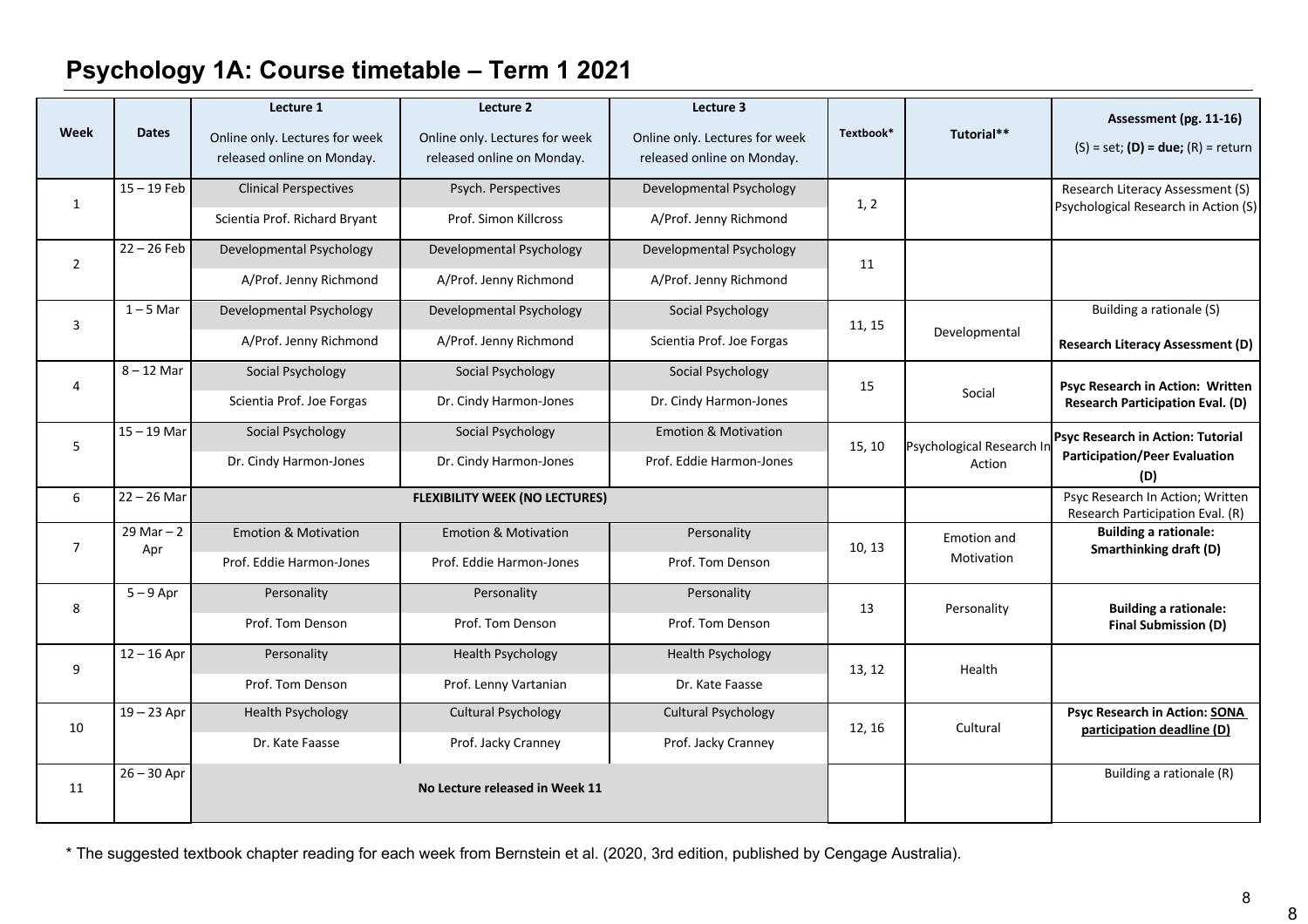# Psychology 1A: Course timetable – Term 1 2021

| Week | Dates | Lecture 1<br>Online only. Lectures for week released online on Monday. | Lecture 2<br>Online only. Lectures for week released online on Monday. | Lecture 3<br>Online only. Lectures for week released online on Monday. | Textbook* | Tutorial** | Assessment (pg. 11-16)<br>(S) = set; **(D) = due;** (R) = return |
|---|---|---|---|---|---|---|---|
| 1 | 15 – 19 Feb | Clinical Perspectives<br>Scientia Prof. Richard Bryant | Psych. Perspectives<br>Prof. Simon Killcross | Developmental Psychology<br>A/Prof. Jenny Richmond | 1, 2 | | Research Literacy Assessment (S)<br>Psychological Research in Action (S) |
| 2 | 22 – 26 Feb | Developmental Psychology<br>A/Prof. Jenny Richmond | Developmental Psychology<br>A/Prof. Jenny Richmond | Developmental Psychology<br>A/Prof. Jenny Richmond | 11 | | |
| 3 | 1 – 5 Mar | Developmental Psychology<br>A/Prof. Jenny Richmond | Developmental Psychology<br>A/Prof. Jenny Richmond | Social Psychology<br>Scientia Prof. Joe Forgas | 11, 15 | Developmental | Building a rationale (S)<br>**Research Literacy Assessment (D)** |
| 4 | 8 – 12 Mar | Social Psychology<br>Scientia Prof. Joe Forgas | Social Psychology<br>Dr. Cindy Harmon-Jones | Social Psychology<br>Dr. Cindy Harmon-Jones | 15 | Social | **Psyc Research in Action: Written Research Participation Eval. (D)** |
| 5 | 15 – 19 Mar | Social Psychology<br>Dr. Cindy Harmon-Jones | Social Psychology<br>Dr. Cindy Harmon-Jones | Emotion & Motivation<br>Prof. Eddie Harmon-Jones | 15, 10 | Psychological Research In Action | **Psyc Research in Action: Tutorial Participation/Peer Evaluation (D)** |
| 6 | 22 – 26 Mar | **FLEXIBILITY WEEK (NO LECTURES)** | | | | | Psyc Research In Action; Written Research Participation Eval. (R) |
| 7 | 29 Mar – 2 Apr | Emotion & Motivation<br>Prof. Eddie Harmon-Jones | Emotion & Motivation<br>Prof. Eddie Harmon-Jones | Personality<br>Prof. Tom Denson | 10, 13 | Emotion and Motivation | **Building a rationale: Smarthinking draft (D)** |
| 8 | 5 – 9 Apr | Personality<br>Prof. Tom Denson | Personality<br>Prof. Tom Denson | Personality<br>Prof. Tom Denson | 13 | Personality | **Building a rationale: Final Submission (D)** |
| 9 | 12 – 16 Apr | Personality<br>Prof. Tom Denson | Health Psychology<br>Prof. Lenny Vartanian | Health Psychology<br>Dr. Kate Faasse | 13, 12 | Health | |
| 10 | 19 – 23 Apr | Health Psychology<br>Dr. Kate Faasse | Cultural Psychology<br>Prof. Jacky Cranney | Cultural Psychology<br>Prof. Jacky Cranney | 12, 16 | Cultural | **Psyc Research in Action: SONA participation deadline (D)** |
| 11 | 26 – 30 Apr | **No Lecture released in Week 11** | | | | | Building a rationale (R) |

\* The suggested textbook chapter reading for each week from Bernstein et al. (2020, 3rd edition, published by Cengage Australia).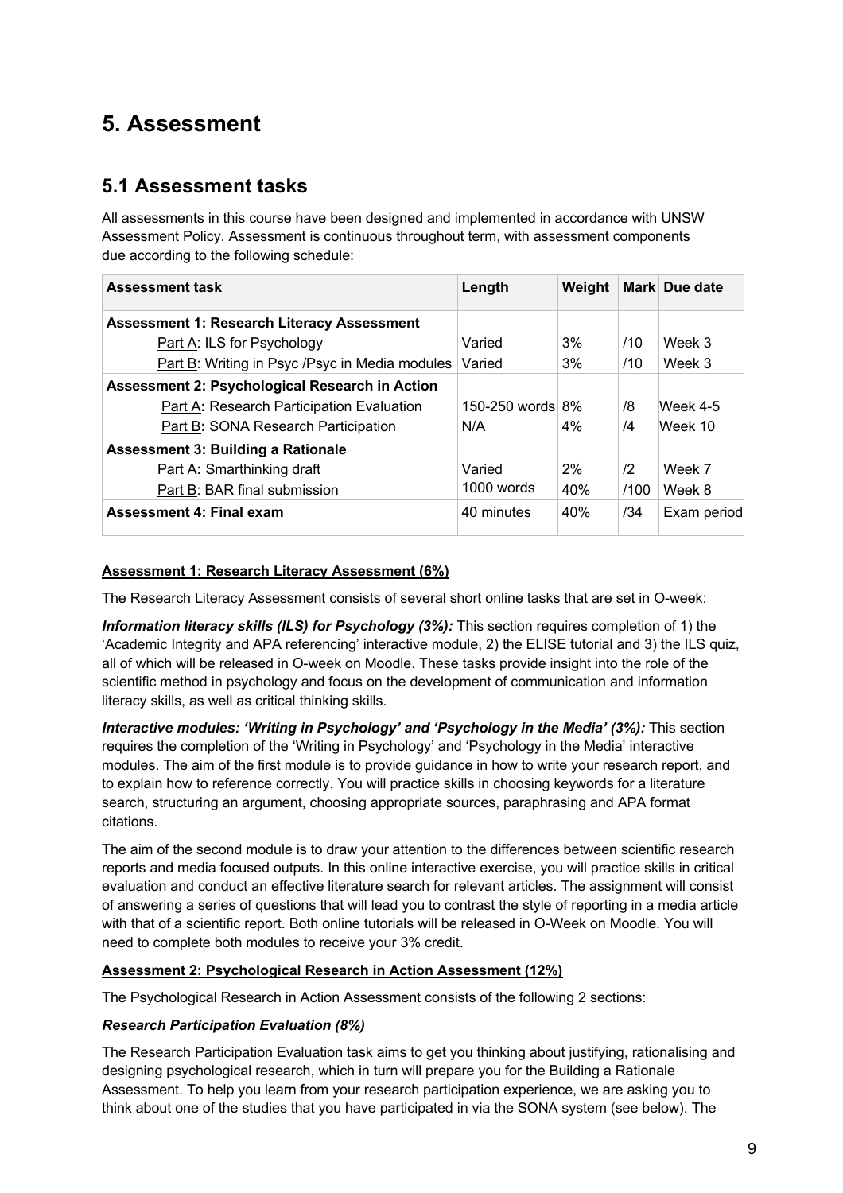# 5. Assessment

## 5.1 Assessment tasks

All assessments in this course have been designed and implemented in accordance with UNSW Assessment Policy. Assessment is continuous throughout term, with assessment components due according to the following schedule:

| Assessment task | Length | Weight | Mark | Due date |
|---|---|---|---|---|
| **Assessment 1: Research Literacy Assessment** | | | | |
| Part A: ILS for Psychology | Varied | 3% | /10 | Week 3 |
| Part B: Writing in Psyc /Psyc in Media modules | Varied | 3% | /10 | Week 3 |
| **Assessment 2: Psychological Research in Action** | | | | |
| Part A**:** Research Participation Evaluation | 150-250 words | 8% | /8 | Week 4-5 |
| Part B**:** SONA Research Participation | N/A | 4% | /4 | Week 10 |
| **Assessment 3: Building a Rationale** | | | | |
| Part A**:** Smarthinking draft | Varied | 2% | /2 | Week 7 |
| Part B: BAR final submission | 1000 words | 40% | /100 | Week 8 |
| **Assessment 4: Final exam** | 40 minutes | 40% | /34 | Exam period |

**Assessment 1: Research Literacy Assessment (6%)**

The Research Literacy Assessment consists of several short online tasks that are set in O-week:

***Information literacy skills (ILS) for Psychology (3%):*** This section requires completion of 1) the 'Academic Integrity and APA referencing' interactive module, 2) the ELISE tutorial and 3) the ILS quiz, all of which will be released in O-week on Moodle. These tasks provide insight into the role of the scientific method in psychology and focus on the development of communication and information literacy skills, as well as critical thinking skills.

***Interactive modules: 'Writing in Psychology' and 'Psychology in the Media' (3%):*** This section requires the completion of the 'Writing in Psychology' and 'Psychology in the Media' interactive modules. The aim of the first module is to provide guidance in how to write your research report, and to explain how to reference correctly. You will practice skills in choosing keywords for a literature search, structuring an argument, choosing appropriate sources, paraphrasing and APA format citations.

The aim of the second module is to draw your attention to the differences between scientific research reports and media focused outputs. In this online interactive exercise, you will practice skills in critical evaluation and conduct an effective literature search for relevant articles. The assignment will consist of answering a series of questions that will lead you to contrast the style of reporting in a media article with that of a scientific report. Both online tutorials will be released in O-Week on Moodle. You will need to complete both modules to receive your 3% credit.

**Assessment 2: Psychological Research in Action Assessment (12%)**

The Psychological Research in Action Assessment consists of the following 2 sections:

***Research Participation Evaluation (8%)***

The Research Participation Evaluation task aims to get you thinking about justifying, rationalising and designing psychological research, which in turn will prepare you for the Building a Rationale Assessment. To help you learn from your research participation experience, we are asking you to think about one of the studies that you have participated in via the SONA system (see below). The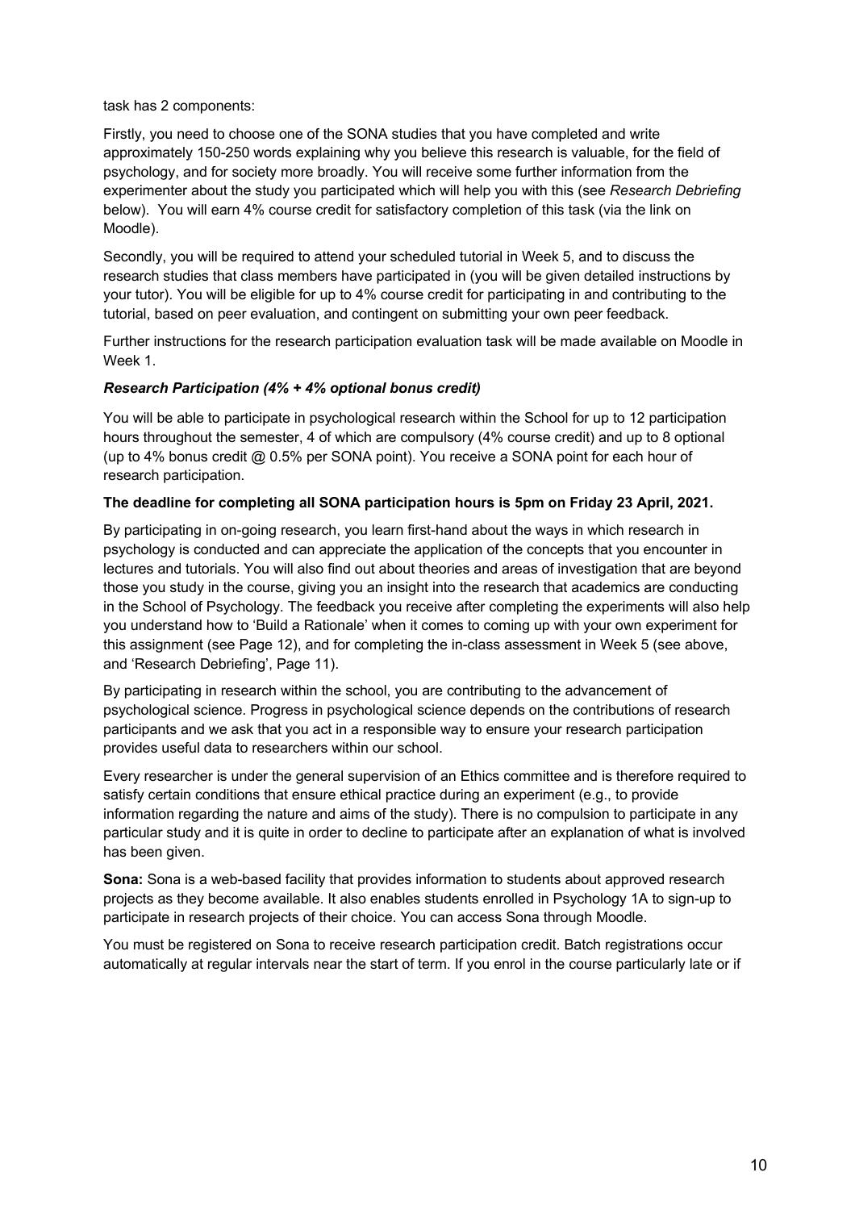task has 2 components:

Firstly, you need to choose one of the SONA studies that you have completed and write approximately 150-250 words explaining why you believe this research is valuable, for the field of psychology, and for society more broadly. You will receive some further information from the experimenter about the study you participated which will help you with this (see *Research Debriefing* below). You will earn 4% course credit for satisfactory completion of this task (via the link on Moodle).

Secondly, you will be required to attend your scheduled tutorial in Week 5, and to discuss the research studies that class members have participated in (you will be given detailed instructions by your tutor). You will be eligible for up to 4% course credit for participating in and contributing to the tutorial, based on peer evaluation, and contingent on submitting your own peer feedback.

Further instructions for the research participation evaluation task will be made available on Moodle in Week 1.

***Research Participation (4% + 4% optional bonus credit)***

You will be able to participate in psychological research within the School for up to 12 participation hours throughout the semester, 4 of which are compulsory (4% course credit) and up to 8 optional (up to 4% bonus credit @ 0.5% per SONA point). You receive a SONA point for each hour of research participation.

**The deadline for completing all SONA participation hours is 5pm on Friday 23 April, 2021.**

By participating in on-going research, you learn first-hand about the ways in which research in psychology is conducted and can appreciate the application of the concepts that you encounter in lectures and tutorials. You will also find out about theories and areas of investigation that are beyond those you study in the course, giving you an insight into the research that academics are conducting in the School of Psychology. The feedback you receive after completing the experiments will also help you understand how to 'Build a Rationale' when it comes to coming up with your own experiment for this assignment (see Page 12), and for completing the in-class assessment in Week 5 (see above, and 'Research Debriefing', Page 11).

By participating in research within the school, you are contributing to the advancement of psychological science. Progress in psychological science depends on the contributions of research participants and we ask that you act in a responsible way to ensure your research participation provides useful data to researchers within our school.

Every researcher is under the general supervision of an Ethics committee and is therefore required to satisfy certain conditions that ensure ethical practice during an experiment (e.g., to provide information regarding the nature and aims of the study). There is no compulsion to participate in any particular study and it is quite in order to decline to participate after an explanation of what is involved has been given.

**Sona:** Sona is a web-based facility that provides information to students about approved research projects as they become available. It also enables students enrolled in Psychology 1A to sign-up to participate in research projects of their choice. You can access Sona through Moodle.

You must be registered on Sona to receive research participation credit. Batch registrations occur automatically at regular intervals near the start of term. If you enrol in the course particularly late or if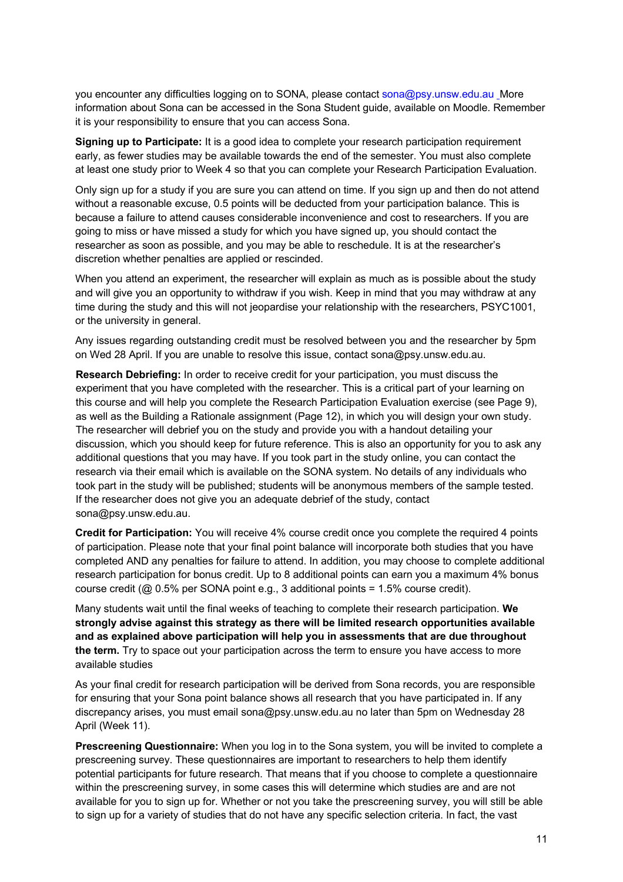you encounter any difficulties logging on to SONA, please contact sona@psy.unsw.edu.au More information about Sona can be accessed in the Sona Student guide, available on Moodle. Remember it is your responsibility to ensure that you can access Sona.

**Signing up to Participate:** It is a good idea to complete your research participation requirement early, as fewer studies may be available towards the end of the semester. You must also complete at least one study prior to Week 4 so that you can complete your Research Participation Evaluation.

Only sign up for a study if you are sure you can attend on time. If you sign up and then do not attend without a reasonable excuse, 0.5 points will be deducted from your participation balance. This is because a failure to attend causes considerable inconvenience and cost to researchers. If you are going to miss or have missed a study for which you have signed up, you should contact the researcher as soon as possible, and you may be able to reschedule. It is at the researcher's discretion whether penalties are applied or rescinded.

When you attend an experiment, the researcher will explain as much as is possible about the study and will give you an opportunity to withdraw if you wish. Keep in mind that you may withdraw at any time during the study and this will not jeopardise your relationship with the researchers, PSYC1001, or the university in general.

Any issues regarding outstanding credit must be resolved between you and the researcher by 5pm on Wed 28 April. If you are unable to resolve this issue, contact sona@psy.unsw.edu.au.

**Research Debriefing:** In order to receive credit for your participation, you must discuss the experiment that you have completed with the researcher. This is a critical part of your learning on this course and will help you complete the Research Participation Evaluation exercise (see Page 9), as well as the Building a Rationale assignment (Page 12), in which you will design your own study. The researcher will debrief you on the study and provide you with a handout detailing your discussion, which you should keep for future reference. This is also an opportunity for you to ask any additional questions that you may have. If you took part in the study online, you can contact the research via their email which is available on the SONA system. No details of any individuals who took part in the study will be published; students will be anonymous members of the sample tested. If the researcher does not give you an adequate debrief of the study, contact sona@psy.unsw.edu.au.

**Credit for Participation:** You will receive 4% course credit once you complete the required 4 points of participation. Please note that your final point balance will incorporate both studies that you have completed AND any penalties for failure to attend. In addition, you may choose to complete additional research participation for bonus credit. Up to 8 additional points can earn you a maximum 4% bonus course credit (@ 0.5% per SONA point e.g., 3 additional points = 1.5% course credit).

Many students wait until the final weeks of teaching to complete their research participation. **We strongly advise against this strategy as there will be limited research opportunities available and as explained above participation will help you in assessments that are due throughout the term.** Try to space out your participation across the term to ensure you have access to more available studies

As your final credit for research participation will be derived from Sona records, you are responsible for ensuring that your Sona point balance shows all research that you have participated in. If any discrepancy arises, you must email sona@psy.unsw.edu.au no later than 5pm on Wednesday 28 April (Week 11).

**Prescreening Questionnaire:** When you log in to the Sona system, you will be invited to complete a prescreening survey. These questionnaires are important to researchers to help them identify potential participants for future research. That means that if you choose to complete a questionnaire within the prescreening survey, in some cases this will determine which studies are and are not available for you to sign up for. Whether or not you take the prescreening survey, you will still be able to sign up for a variety of studies that do not have any specific selection criteria. In fact, the vast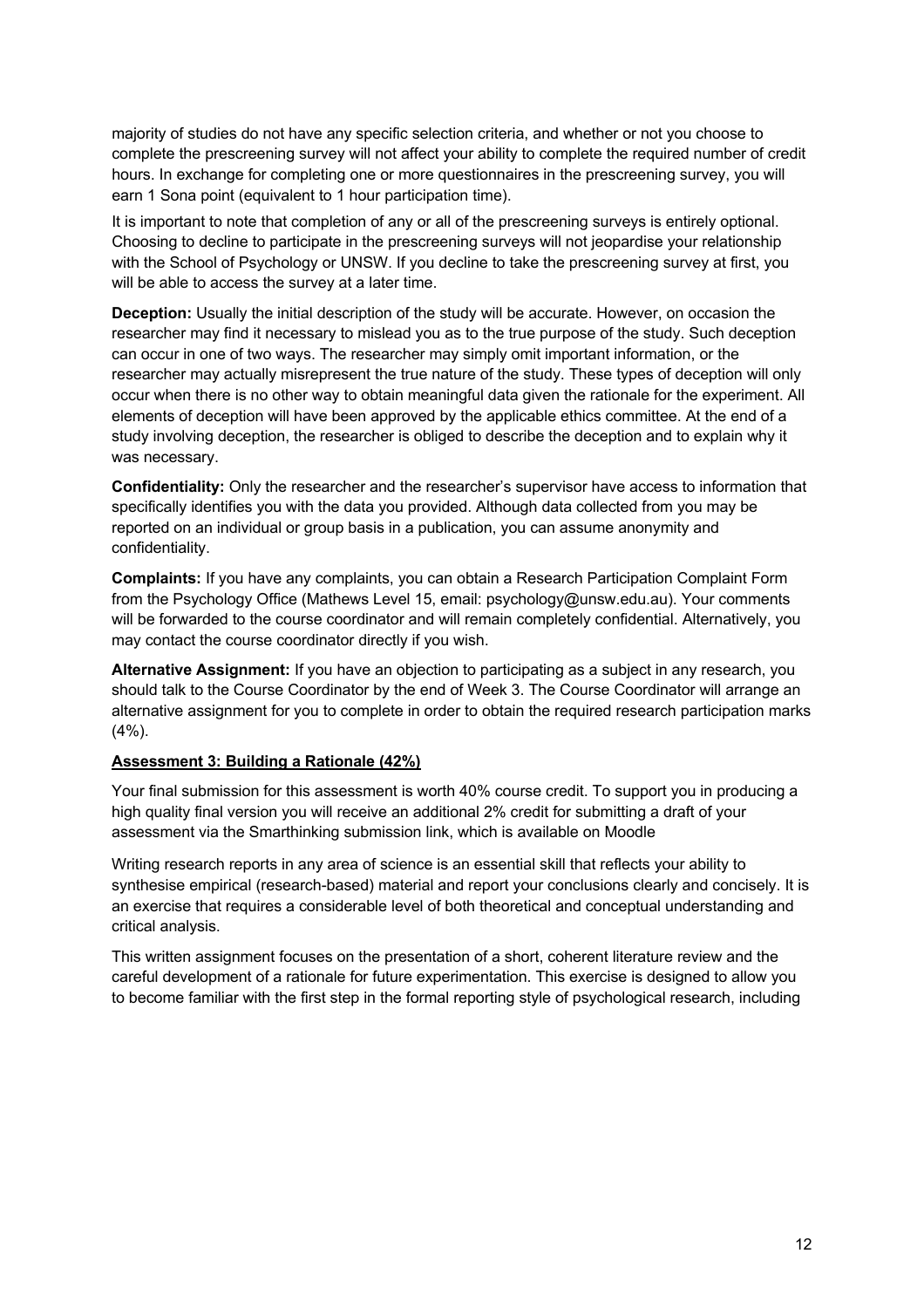majority of studies do not have any specific selection criteria, and whether or not you choose to complete the prescreening survey will not affect your ability to complete the required number of credit hours. In exchange for completing one or more questionnaires in the prescreening survey, you will earn 1 Sona point (equivalent to 1 hour participation time).

It is important to note that completion of any or all of the prescreening surveys is entirely optional. Choosing to decline to participate in the prescreening surveys will not jeopardise your relationship with the School of Psychology or UNSW. If you decline to take the prescreening survey at first, you will be able to access the survey at a later time.

**Deception:** Usually the initial description of the study will be accurate. However, on occasion the researcher may find it necessary to mislead you as to the true purpose of the study. Such deception can occur in one of two ways. The researcher may simply omit important information, or the researcher may actually misrepresent the true nature of the study. These types of deception will only occur when there is no other way to obtain meaningful data given the rationale for the experiment. All elements of deception will have been approved by the applicable ethics committee. At the end of a study involving deception, the researcher is obliged to describe the deception and to explain why it was necessary.

**Confidentiality:** Only the researcher and the researcher's supervisor have access to information that specifically identifies you with the data you provided. Although data collected from you may be reported on an individual or group basis in a publication, you can assume anonymity and confidentiality.

**Complaints:** If you have any complaints, you can obtain a Research Participation Complaint Form from the Psychology Office (Mathews Level 15, email: psychology@unsw.edu.au). Your comments will be forwarded to the course coordinator and will remain completely confidential. Alternatively, you may contact the course coordinator directly if you wish.

**Alternative Assignment:** If you have an objection to participating as a subject in any research, you should talk to the Course Coordinator by the end of Week 3. The Course Coordinator will arrange an alternative assignment for you to complete in order to obtain the required research participation marks (4%).

**Assessment 3: Building a Rationale (42%)**

Your final submission for this assessment is worth 40% course credit. To support you in producing a high quality final version you will receive an additional 2% credit for submitting a draft of your assessment via the Smarthinking submission link, which is available on Moodle

Writing research reports in any area of science is an essential skill that reflects your ability to synthesise empirical (research-based) material and report your conclusions clearly and concisely. It is an exercise that requires a considerable level of both theoretical and conceptual understanding and critical analysis.

This written assignment focuses on the presentation of a short, coherent literature review and the careful development of a rationale for future experimentation. This exercise is designed to allow you to become familiar with the first step in the formal reporting style of psychological research, including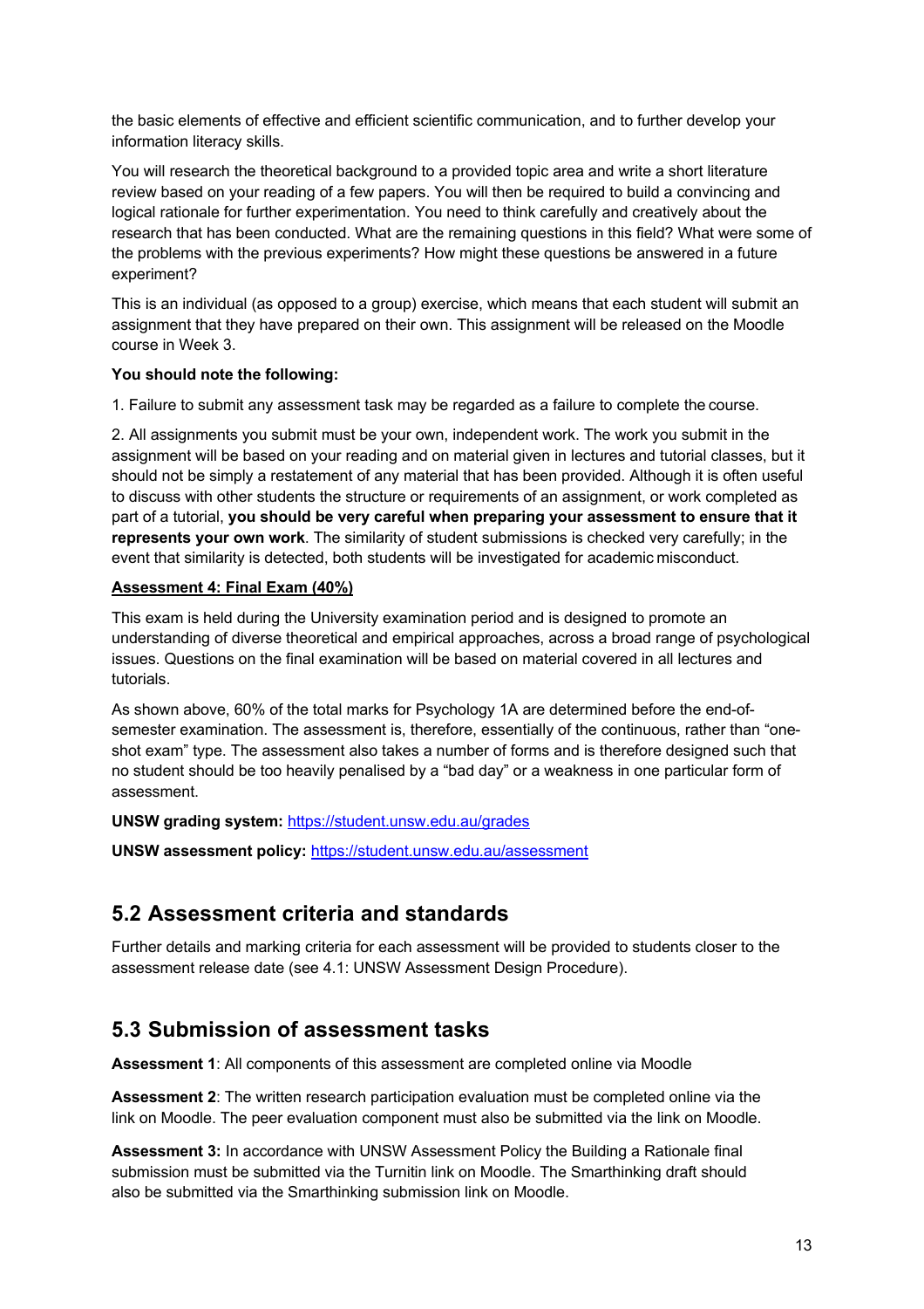the basic elements of effective and efficient scientific communication, and to further develop your information literacy skills.

You will research the theoretical background to a provided topic area and write a short literature review based on your reading of a few papers. You will then be required to build a convincing and logical rationale for further experimentation. You need to think carefully and creatively about the research that has been conducted. What are the remaining questions in this field? What were some of the problems with the previous experiments? How might these questions be answered in a future experiment?

This is an individual (as opposed to a group) exercise, which means that each student will submit an assignment that they have prepared on their own. This assignment will be released on the Moodle course in Week 3.

**You should note the following:**

1. Failure to submit any assessment task may be regarded as a failure to complete the course.

2. All assignments you submit must be your own, independent work. The work you submit in the assignment will be based on your reading and on material given in lectures and tutorial classes, but it should not be simply a restatement of any material that has been provided. Although it is often useful to discuss with other students the structure or requirements of an assignment, or work completed as part of a tutorial, **you should be very careful when preparing your assessment to ensure that it represents your own work**. The similarity of student submissions is checked very carefully; in the event that similarity is detected, both students will be investigated for academic misconduct.

**Assessment 4: Final Exam (40%)**

This exam is held during the University examination period and is designed to promote an understanding of diverse theoretical and empirical approaches, across a broad range of psychological issues. Questions on the final examination will be based on material covered in all lectures and tutorials.

As shown above, 60% of the total marks for Psychology 1A are determined before the end-of-semester examination. The assessment is, therefore, essentially of the continuous, rather than "one-shot exam" type. The assessment also takes a number of forms and is therefore designed such that no student should be too heavily penalised by a "bad day" or a weakness in one particular form of assessment.

**UNSW grading system:** https://student.unsw.edu.au/grades

**UNSW assessment policy:** https://student.unsw.edu.au/assessment

## 5.2 Assessment criteria and standards

Further details and marking criteria for each assessment will be provided to students closer to the assessment release date (see 4.1: UNSW Assessment Design Procedure).

## 5.3 Submission of assessment tasks

**Assessment 1**: All components of this assessment are completed online via Moodle

**Assessment 2**: The written research participation evaluation must be completed online via the link on Moodle. The peer evaluation component must also be submitted via the link on Moodle.

**Assessment 3:** In accordance with UNSW Assessment Policy the Building a Rationale final submission must be submitted via the Turnitin link on Moodle. The Smarthinking draft should also be submitted via the Smarthinking submission link on Moodle.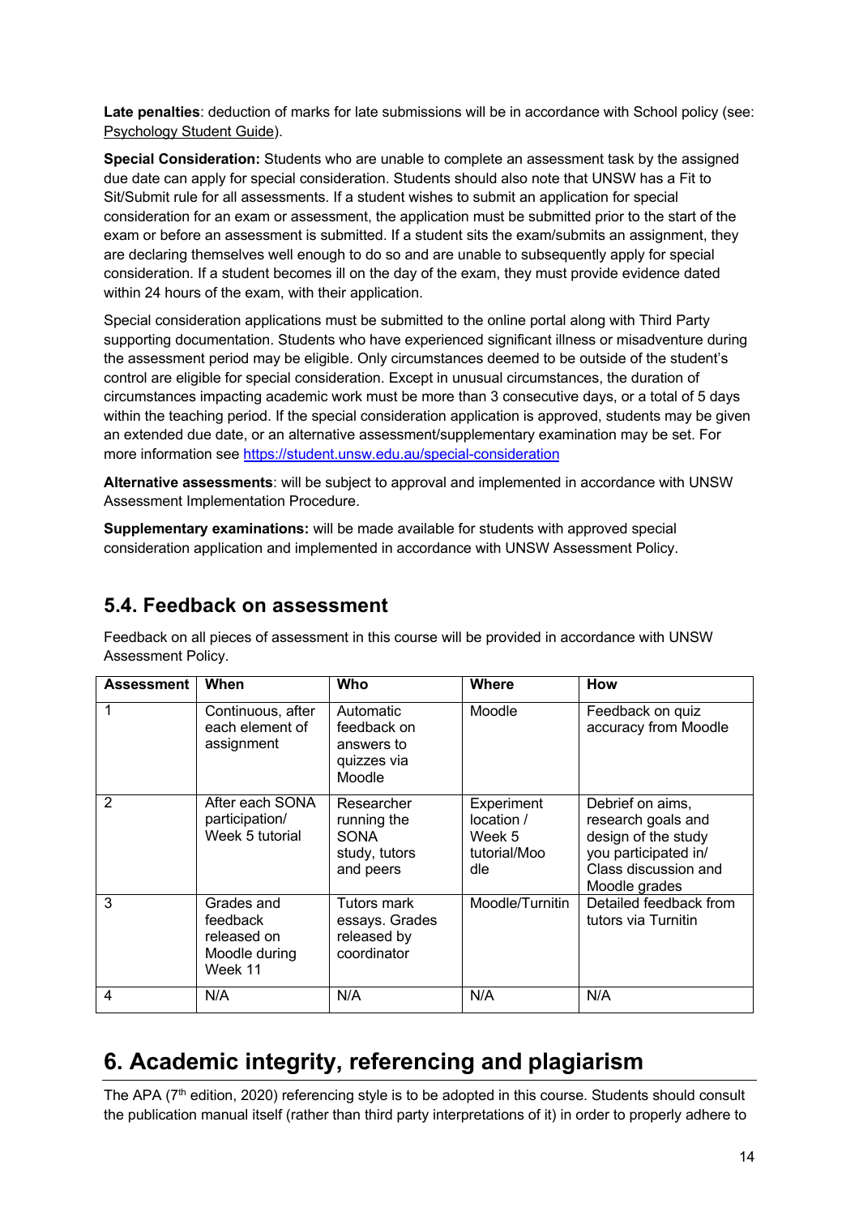**Late penalties**: deduction of marks for late submissions will be in accordance with School policy (see: Psychology Student Guide).

**Special Consideration:** Students who are unable to complete an assessment task by the assigned due date can apply for special consideration. Students should also note that UNSW has a Fit to Sit/Submit rule for all assessments. If a student wishes to submit an application for special consideration for an exam or assessment, the application must be submitted prior to the start of the exam or before an assessment is submitted. If a student sits the exam/submits an assignment, they are declaring themselves well enough to do so and are unable to subsequently apply for special consideration. If a student becomes ill on the day of the exam, they must provide evidence dated within 24 hours of the exam, with their application.

Special consideration applications must be submitted to the online portal along with Third Party supporting documentation. Students who have experienced significant illness or misadventure during the assessment period may be eligible. Only circumstances deemed to be outside of the student's control are eligible for special consideration. Except in unusual circumstances, the duration of circumstances impacting academic work must be more than 3 consecutive days, or a total of 5 days within the teaching period. If the special consideration application is approved, students may be given an extended due date, or an alternative assessment/supplementary examination may be set. For more information see https://student.unsw.edu.au/special-consideration

**Alternative assessments**: will be subject to approval and implemented in accordance with UNSW Assessment Implementation Procedure.

**Supplementary examinations:** will be made available for students with approved special consideration application and implemented in accordance with UNSW Assessment Policy.

## 5.4. Feedback on assessment

Feedback on all pieces of assessment in this course will be provided in accordance with UNSW Assessment Policy.

| Assessment | When | Who | Where | How |
|---|---|---|---|---|
| 1 | Continuous, after each element of assignment | Automatic feedback on answers to quizzes via Moodle | Moodle | Feedback on quiz accuracy from Moodle |
| 2 | After each SONA participation/ Week 5 tutorial | Researcher running the SONA study, tutors and peers | Experiment location / Week 5 tutorial/Moodle | Debrief on aims, research goals and design of the study you participated in/ Class discussion and Moodle grades |
| 3 | Grades and feedback released on Moodle during Week 11 | Tutors mark essays. Grades released by coordinator | Moodle/Turnitin | Detailed feedback from tutors via Turnitin |
| 4 | N/A | N/A | N/A | N/A |

# 6. Academic integrity, referencing and plagiarism

The APA (7th edition, 2020) referencing style is to be adopted in this course. Students should consult the publication manual itself (rather than third party interpretations of it) in order to properly adhere to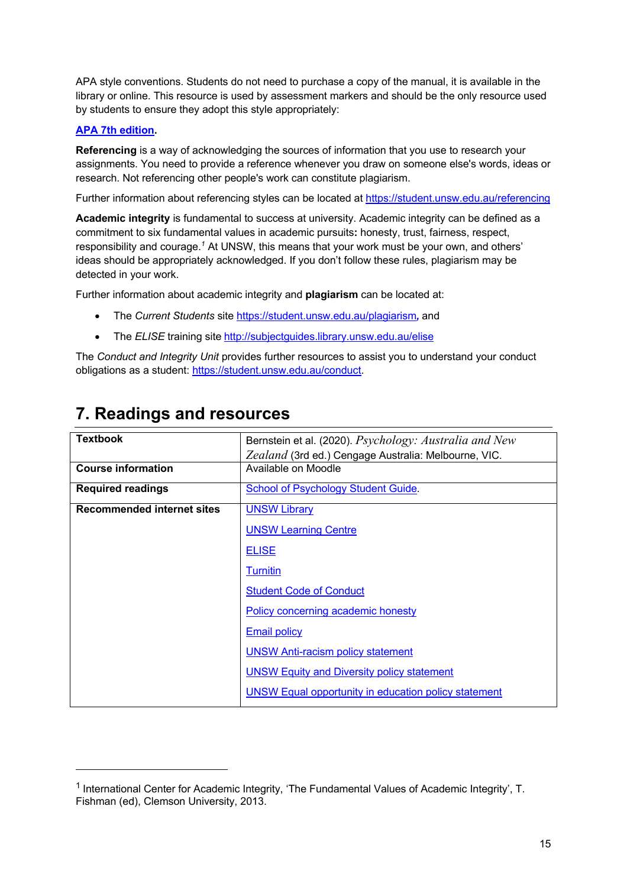APA style conventions. Students do not need to purchase a copy of the manual, it is available in the library or online. This resource is used by assessment markers and should be the only resource used by students to ensure they adopt this style appropriately:

**APA 7th edition**.

**Referencing** is a way of acknowledging the sources of information that you use to research your assignments. You need to provide a reference whenever you draw on someone else's words, ideas or research. Not referencing other people's work can constitute plagiarism.

Further information about referencing styles can be located at https://student.unsw.edu.au/referencing

**Academic integrity** is fundamental to success at university. Academic integrity can be defined as a commitment to six fundamental values in academic pursuits**:** honesty, trust, fairness, respect, responsibility and courage.[1] At UNSW, this means that your work must be your own, and others' ideas should be appropriately acknowledged. If you don't follow these rules, plagiarism may be detected in your work.

Further information about academic integrity and **plagiarism** can be located at:

- The *Current Students* site https://student.unsw.edu.au/plagiarism, and
- The *ELISE* training site http://subjectguides.library.unsw.edu.au/elise

The *Conduct and Integrity Unit* provides further resources to assist you to understand your conduct obligations as a student: https://student.unsw.edu.au/conduct.

# 7. Readings and resources

| | |
|---|---|
| **Textbook** | Bernstein et al. (2020). *Psychology: Australia and New Zealand* (3rd ed.) Cengage Australia: Melbourne, VIC. |
| **Course information** | Available on Moodle |
| **Required readings** | School of Psychology Student Guide. |
| **Recommended internet sites** | UNSW Library<br>UNSW Learning Centre<br>ELISE<br>Turnitin<br>Student Code of Conduct<br>Policy concerning academic honesty<br>Email policy<br>UNSW Anti-racism policy statement<br>UNSW Equity and Diversity policy statement<br>UNSW Equal opportunity in education policy statement |

[1] International Center for Academic Integrity, 'The Fundamental Values of Academic Integrity', T. Fishman (ed), Clemson University, 2013.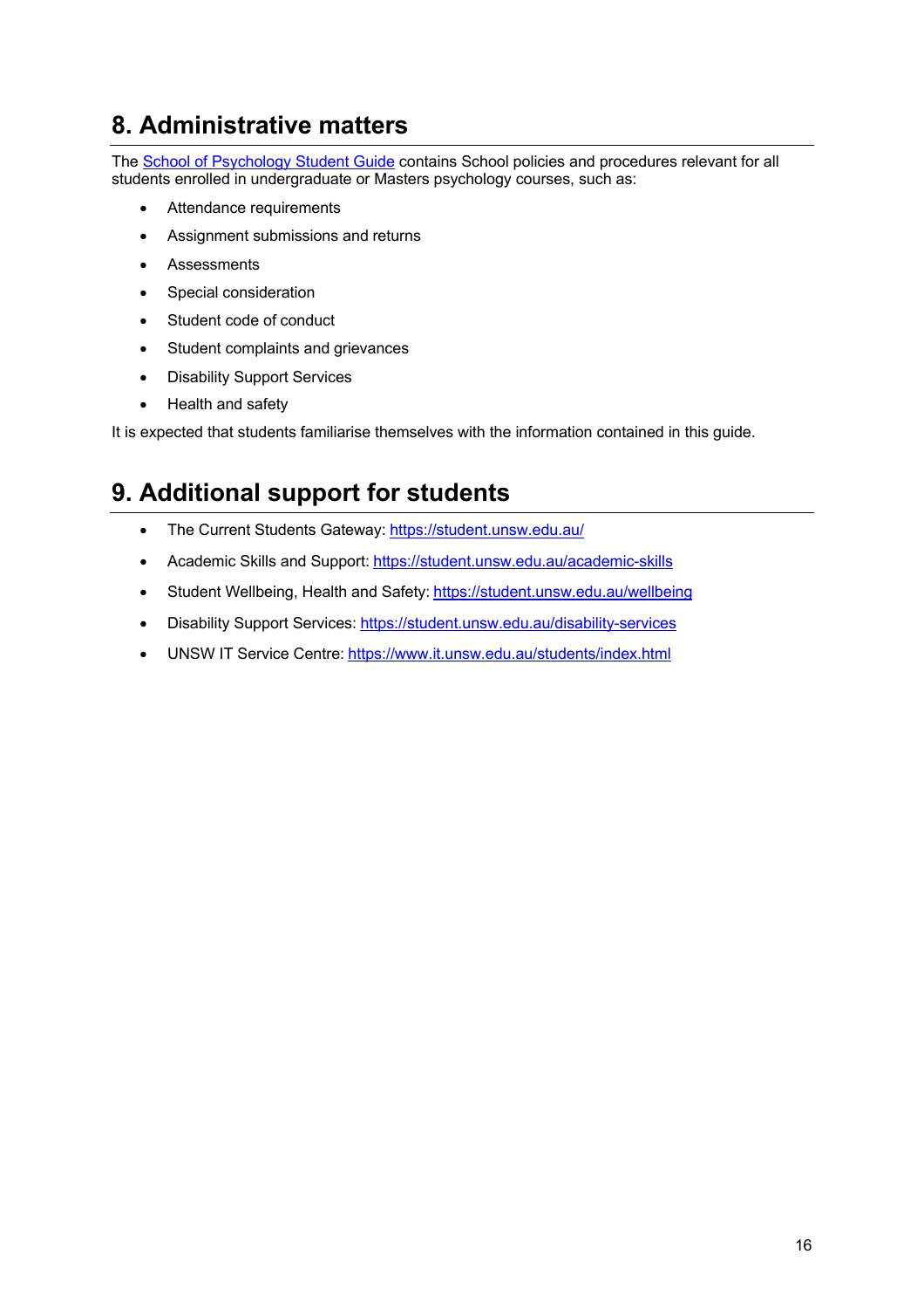## 8. Administrative matters

The [School of Psychology Student Guide](School of Psychology Student Guide) contains School policies and procedures relevant for all students enrolled in undergraduate or Masters psychology courses, such as:

- Attendance requirements
- Assignment submissions and returns
- Assessments
- Special consideration
- Student code of conduct
- Student complaints and grievances
- Disability Support Services
- Health and safety

It is expected that students familiarise themselves with the information contained in this guide.

## 9. Additional support for students

- The Current Students Gateway: https://student.unsw.edu.au/
- Academic Skills and Support: https://student.unsw.edu.au/academic-skills
- Student Wellbeing, Health and Safety: https://student.unsw.edu.au/wellbeing
- Disability Support Services: https://student.unsw.edu.au/disability-services
- UNSW IT Service Centre: https://www.it.unsw.edu.au/students/index.html